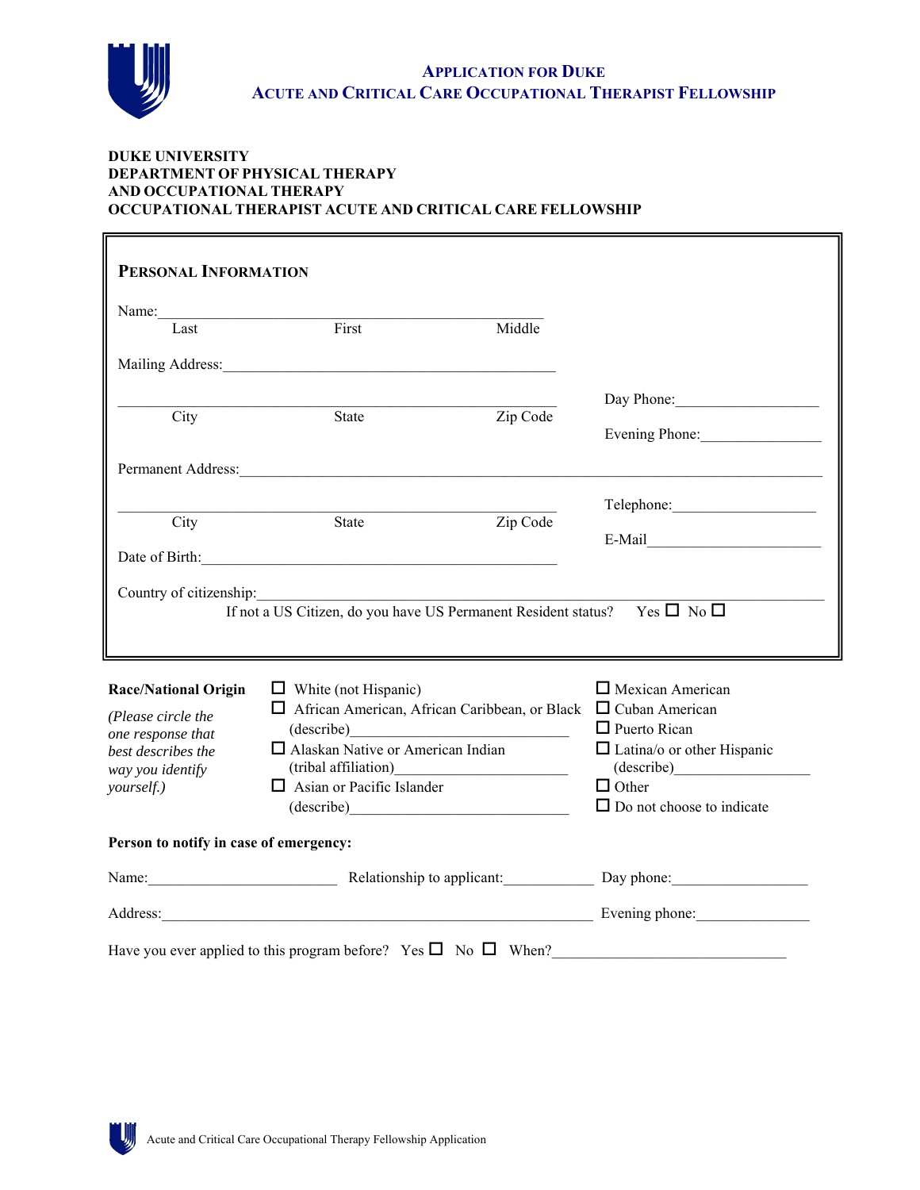# Application for Duke Acute and Critical Care Occupational Therapist Fellowship

**DUKE UNIVERSITY**
**DEPARTMENT OF PHYSICAL THERAPY**
**AND OCCUPATIONAL THERAPY**
**OCCUPATIONAL THERAPIST ACUTE AND CRITICAL CARE FELLOWSHIP**

## Personal Information

Name:________________________________________________
Last First Middle

Mailing Address:____________________________________________

________________________________________________________ Day Phone:____________________
City State Zip Code

Evening Phone:________________

Permanent Address:_________________________________________________________________________

________________________________________________________ Telephone:____________________
City State Zip Code

E-Mail______________________

Date of Birth:______________________________________________

Country of citizenship:_______________________________________________________________________

If not a US Citizen, do you have US Permanent Resident status? Yes ☐ No ☐

**Race/National Origin**

*(Please circle the one response that best describes the way you identify yourself.)*

- ☐ White (not Hispanic)
- ☐ African American, African Caribbean, or Black (describe)____________________________
- ☐ Alaskan Native or American Indian (tribal affiliation)________________________
- ☐ Asian or Pacific Islander (describe)____________________________
- ☐ Mexican American
- ☐ Cuban American
- ☐ Puerto Rican
- ☐ Latina/o or other Hispanic (describe)__________________
- ☐ Other
- ☐ Do not choose to indicate

**Person to notify in case of emergency:**

Name:________________________ Relationship to applicant:____________ Day phone:__________________

Address:_______________________________________________________ Evening phone:_______________

Have you ever applied to this program before? Yes ☐ No ☐ When?______________________________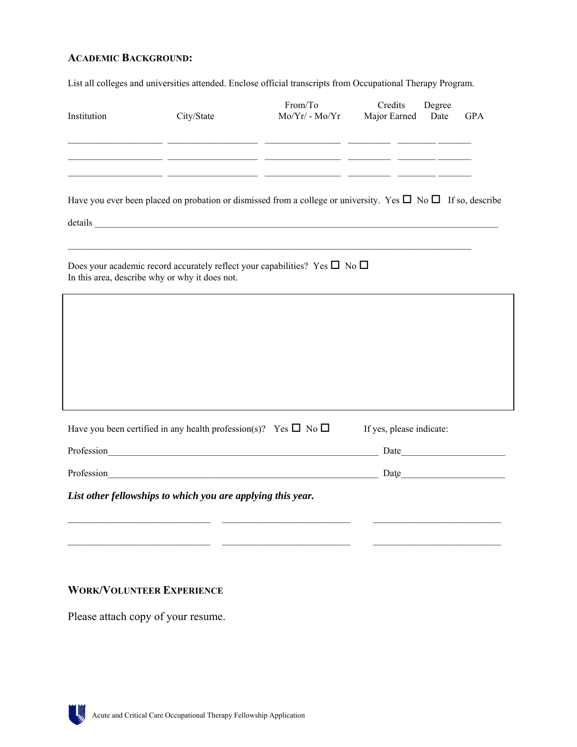## ACADEMIC BACKGROUND:

List all colleges and universities attended. Enclose official transcripts from Occupational Therapy Program.

| Institution | City/State | From/To Mo/Yr/ - Mo/Yr | Major | Credits Earned | Degree Date | GPA |
|---|---|---|---|---|---|---|
| ____________________ | ____________________ | ________________ | __________ | ________ | ________ | |
| ____________________ | ____________________ | ________________ | __________ | ________ | ________ | |
| ____________________ | ____________________ | ________________ | __________ | ________ | ________ | |

Have you ever been placed on probation or dismissed from a college or university. Yes ☐ No ☐ If so, describe details ______________________________________________________________________________

______________________________________________________________________________

Does your academic record accurately reflect your capabilities? Yes ☐ No ☐
In this area, describe why or why it does not.

Have you been certified in any health profession(s)? Yes ☐ No ☐ If yes, please indicate:

Profession____________________________________________ Date____________________

Profession____________________________________________ Date____________________

***List other fellowships to which you are applying this year.***

____________________________ ____________________________ ____________________________

____________________________ ____________________________ ____________________________

## WORK/VOLUNTEER EXPERIENCE

Please attach copy of your resume.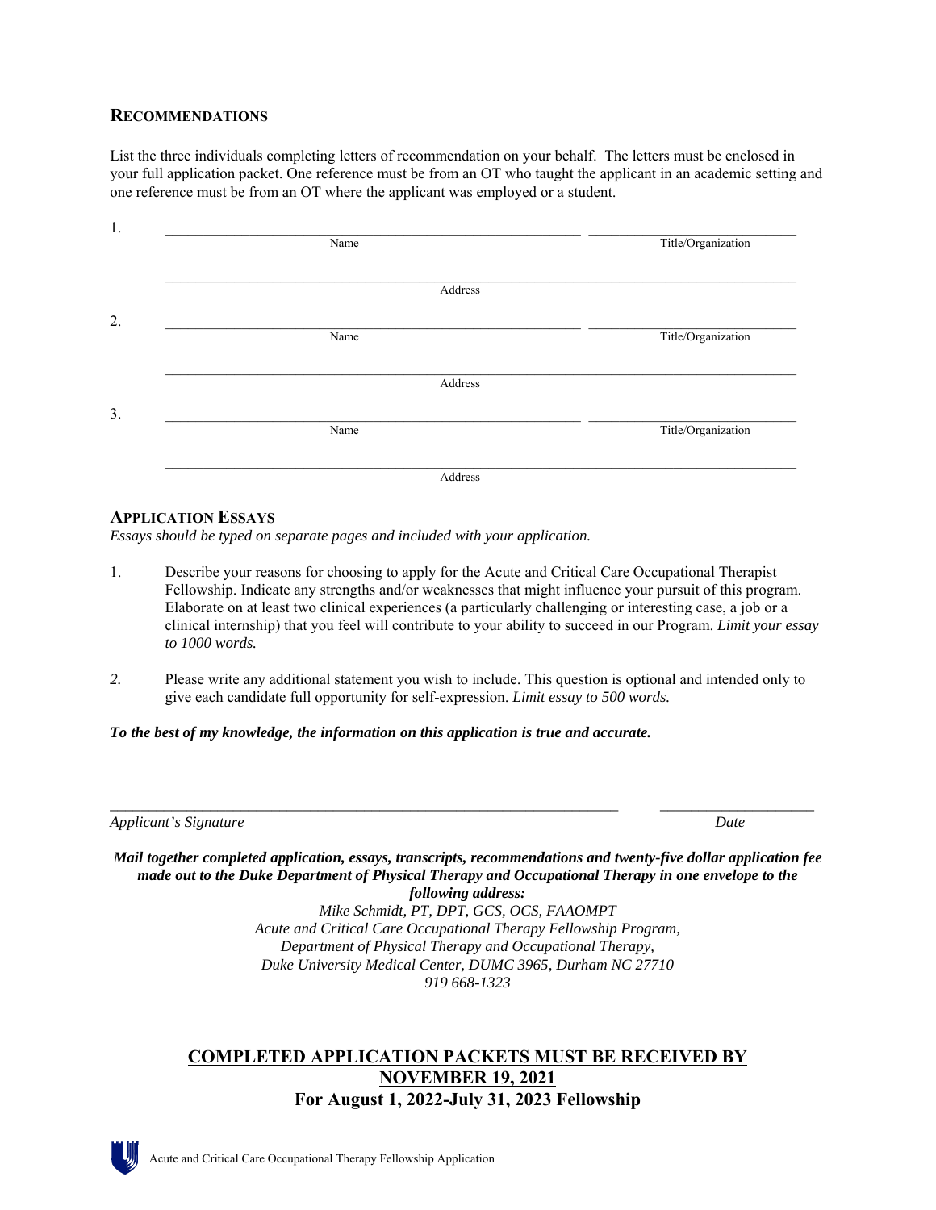## RECOMMENDATIONS

List the three individuals completing letters of recommendation on your behalf. The letters must be enclosed in your full application packet. One reference must be from an OT who taught the applicant in an academic setting and one reference must be from an OT where the applicant was employed or a student.

1. \_\_\_\_\_\_\_\_\_\_\_\_\_\_\_\_\_\_\_\_\_\_\_\_\_\_\_\_\_\_ \_\_\_\_\_\_\_\_\_\_\_\_\_\_\_\_\_\_\_\_
   Name | Title/Organization

   \_\_\_\_\_\_\_\_\_\_\_\_\_\_\_\_\_\_\_\_\_\_\_\_\_\_\_\_\_\_\_\_\_\_\_\_\_\_\_\_\_\_\_\_\_\_\_\_
   Address

2. \_\_\_\_\_\_\_\_\_\_\_\_\_\_\_\_\_\_\_\_\_\_\_\_\_\_\_\_\_\_ \_\_\_\_\_\_\_\_\_\_\_\_\_\_\_\_\_\_\_\_
   Name | Title/Organization

   \_\_\_\_\_\_\_\_\_\_\_\_\_\_\_\_\_\_\_\_\_\_\_\_\_\_\_\_\_\_\_\_\_\_\_\_\_\_\_\_\_\_\_\_\_\_\_\_
   Address

3. \_\_\_\_\_\_\_\_\_\_\_\_\_\_\_\_\_\_\_\_\_\_\_\_\_\_\_\_\_\_ \_\_\_\_\_\_\_\_\_\_\_\_\_\_\_\_\_\_\_\_
   Name | Title/Organization

   \_\_\_\_\_\_\_\_\_\_\_\_\_\_\_\_\_\_\_\_\_\_\_\_\_\_\_\_\_\_\_\_\_\_\_\_\_\_\_\_\_\_\_\_\_\_\_\_
   Address

## APPLICATION ESSAYS

*Essays should be typed on separate pages and included with your application.*

1. Describe your reasons for choosing to apply for the Acute and Critical Care Occupational Therapist Fellowship. Indicate any strengths and/or weaknesses that might influence your pursuit of this program. Elaborate on at least two clinical experiences (a particularly challenging or interesting case, a job or a clinical internship) that you feel will contribute to your ability to succeed in our Program. *Limit your essay to 1000 words.*

2. Please write any additional statement you wish to include. This question is optional and intended only to give each candidate full opportunity for self-expression. *Limit essay to 500 words.*

***To the best of my knowledge, the information on this application is true and accurate.***

\_\_\_\_\_\_\_\_\_\_\_\_\_\_\_\_\_\_\_\_\_\_\_\_\_\_\_\_\_\_\_\_\_\_\_\_\_\_\_\_ \_\_\_\_\_\_\_\_\_\_\_\_\_\_\_\_\_\_\_\_

*Applicant's Signature* | *Date*

***Mail together completed application, essays, transcripts, recommendations and twenty-five dollar application fee made out to the Duke Department of Physical Therapy and Occupational Therapy in one envelope to the following address:***

*Mike Schmidt, PT, DPT, GCS, OCS, FAAOMPT*
*Acute and Critical Care Occupational Therapy Fellowship Program,*
*Department of Physical Therapy and Occupational Therapy,*
*Duke University Medical Center, DUMC 3965, Durham NC 27710*
*919 668-1323*

**COMPLETED APPLICATION PACKETS MUST BE RECEIVED BY NOVEMBER 19, 2021**

**For August 1, 2022-July 31, 2023 Fellowship**